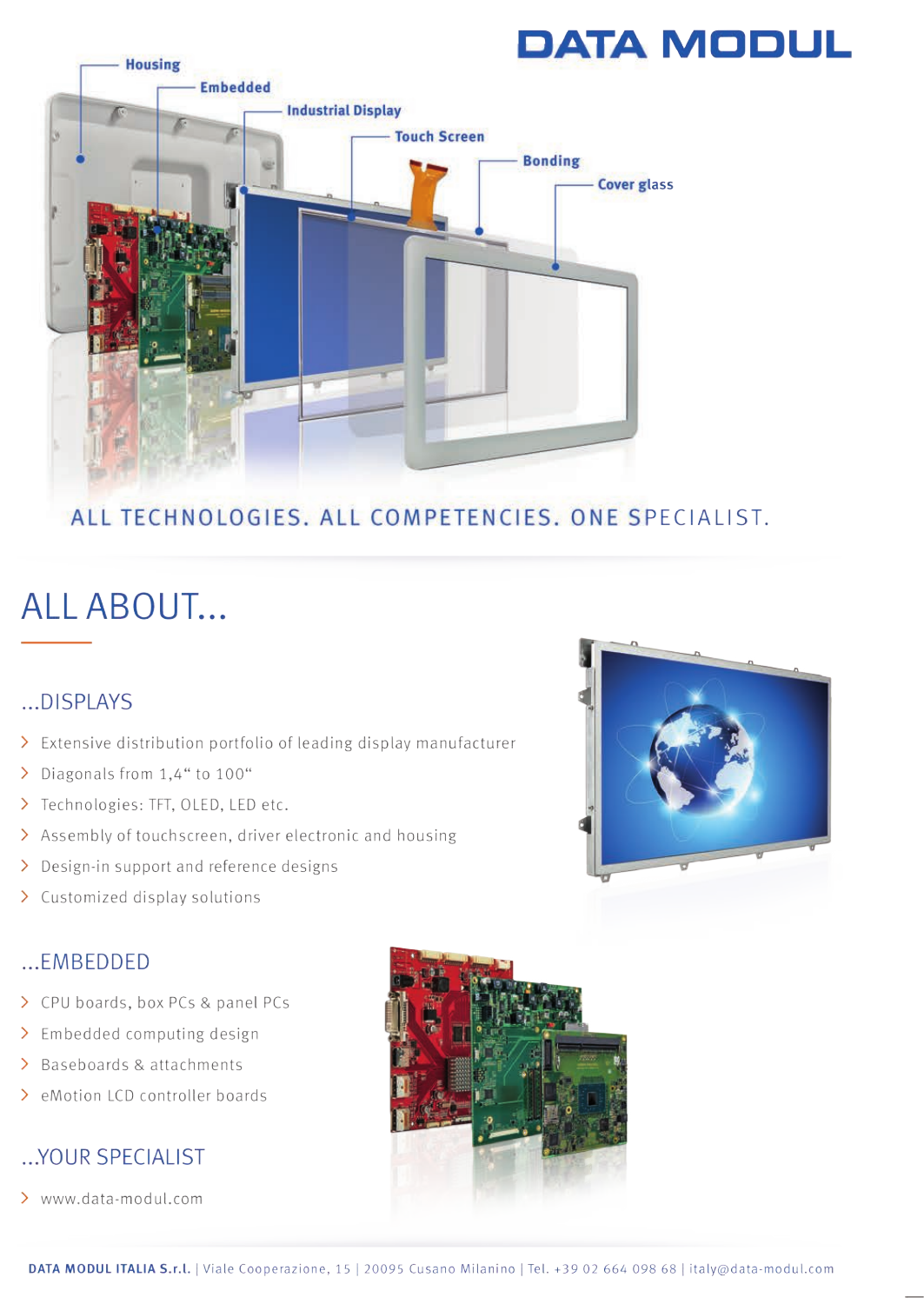# DATA MODUL

Housing

Embedded

Industrial Display

Touch Screen

Bonding

Cover glass

ALL TECHNOLOGIES. ALL COMPETENCIES. ONE SPECIALIST.

## ALL ABOUT...

### ...DISPLAYS

- Extensive distribution portfolio of leading display manufacturer
- Diagonals from 1,4“ to 100“
- Technologies: TFT, OLED, LED etc.
- Assembly of touchscreen, driver electronic and housing
- Design-in support and reference designs
- Customized display solutions

### ...EMBEDDED

- CPU boards, box PCs & panel PCs
- Embedded computing design
- Baseboards & attachments
- eMotion LCD controller boards

### ...YOUR SPECIALIST

- www.data-modul.com

**DATA MODUL ITALIA S.r.l.** | Viale Cooperazione, 15 | 20095 Cusano Milanino | Tel. +39 02 664 098 68 | italy@data-modul.com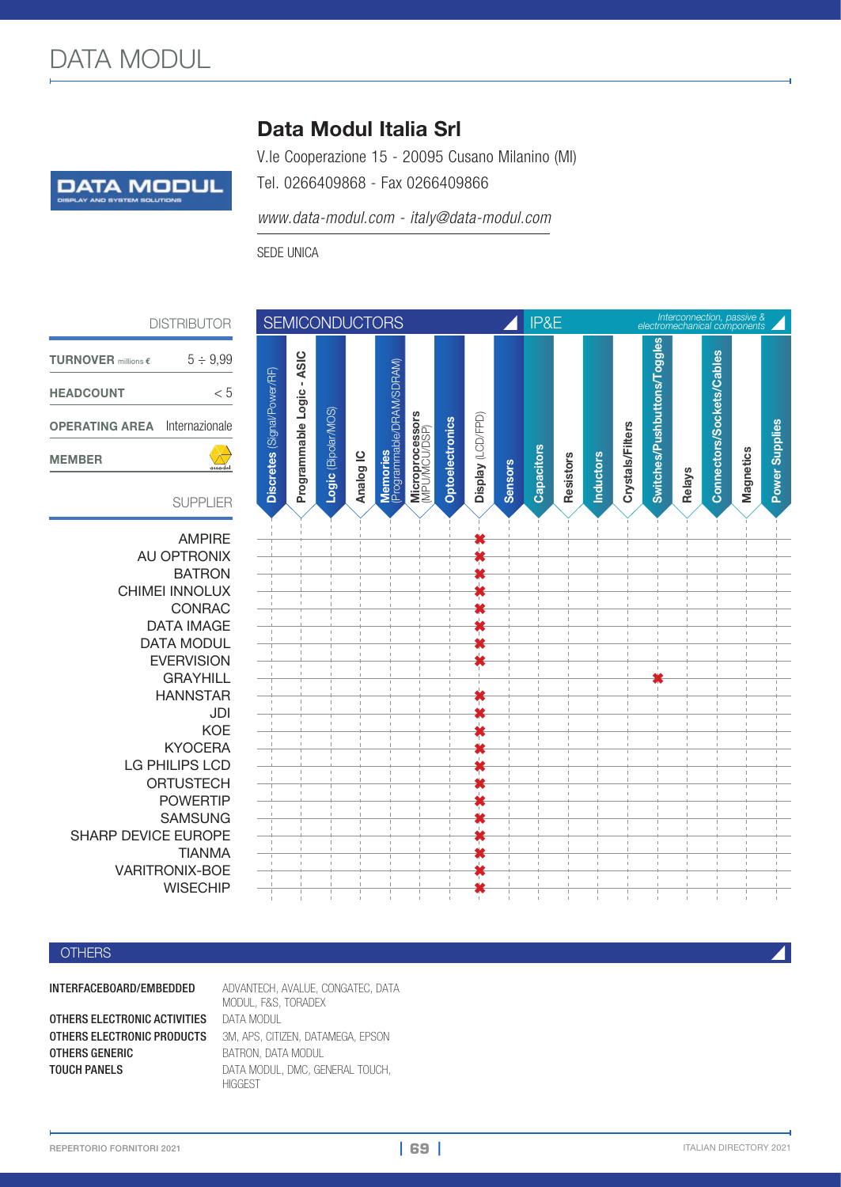# DATA MODUL

## Data Modul Italia Srl

V.le Cooperazione 15 - 20095 Cusano Milanino (MI)

Tel. 0266409868 - Fax 0266409866

*www.data-modul.com - italy@data-modul.com*

SEDE UNICA

DISTRIBUTOR

| | |
|---|---|
| **TURNOVER** millions € | 5 ÷ 9,99 |
| **HEADCOUNT** | < 5 |
| **OPERATING AREA** | Internazionale |
| **MEMBER** | assodel |

| SUPPLIER | SEMICONDUCTORS | | | | | | | | | IP&E | | | | *Interconnection, passive & electromechanical components* | | | | |
|---|---|---|---|---|---|---|---|---|---|---|---|---|---|---|---|---|---|---|
| | Discretes (Signal/Power/RF) | Programmable Logic - ASIC | Logic (Bipolar/MOS) | Analog IC | Memories (Programmable/DRAM/SDRAM) | Microprocessors (MPU/MCU/DSP) | Optoelectronics | Display (LCD/FPD) | Sensors | Capacitors | Resistors | Inductors | Crystals/Filters | Switches/Pushbuttons/Toggles | Relays | Connectors/Sockets/Cables | Magnetics | Power Supplies |
| AMPIRE | | | | | | | | ✖ | | | | | | | | | | |
| AU OPTRONIX | | | | | | | | ✖ | | | | | | | | | | |
| BATRON | | | | | | | | ✖ | | | | | | | | | | |
| CHIMEI INNOLUX | | | | | | | | ✖ | | | | | | | | | | |
| CONRAC | | | | | | | | ✖ | | | | | | | | | | |
| DATA IMAGE | | | | | | | | ✖ | | | | | | | | | | |
| DATA MODUL | | | | | | | | ✖ | | | | | | | | | | |
| EVERVISION | | | | | | | | ✖ | | | | | | | | | | |
| GRAYHILL | | | | | | | | | | | | | | ✖ | | | | |
| HANNSTAR | | | | | | | | ✖ | | | | | | | | | | |
| JDI | | | | | | | | ✖ | | | | | | | | | | |
| KOE | | | | | | | | ✖ | | | | | | | | | | |
| KYOCERA | | | | | | | | ✖ | | | | | | | | | | |
| LG PHILIPS LCD | | | | | | | | ✖ | | | | | | | | | | |
| ORTUSTECH | | | | | | | | ✖ | | | | | | | | | | |
| POWERTIP | | | | | | | | ✖ | | | | | | | | | | |
| SAMSUNG | | | | | | | | ✖ | | | | | | | | | | |
| SHARP DEVICE EUROPE | | | | | | | | ✖ | | | | | | | | | | |
| TIANMA | | | | | | | | ✖ | | | | | | | | | | |
| VARITRONIX-BOE | | | | | | | | ✖ | | | | | | | | | | |
| WISECHIP | | | | | | | | ✖ | | | | | | | | | | |

## OTHERS

| | |
|---|---|
| **INTERFACEBOARD/EMBEDDED** | ADVANTECH, AVALUE, CONGATEC, DATA MODUL, F&S, TORADEX |
| **OTHERS ELECTRONIC ACTIVITIES** | DATA MODUL |
| **OTHERS ELECTRONIC PRODUCTS** | 3M, APS, CITIZEN, DATAMEGA, EPSON |
| **OTHERS GENERIC** | BATRON, DATA MODUL |
| **TOUCH PANELS** | DATA MODUL, DMC, GENERAL TOUCH, HIGGEST |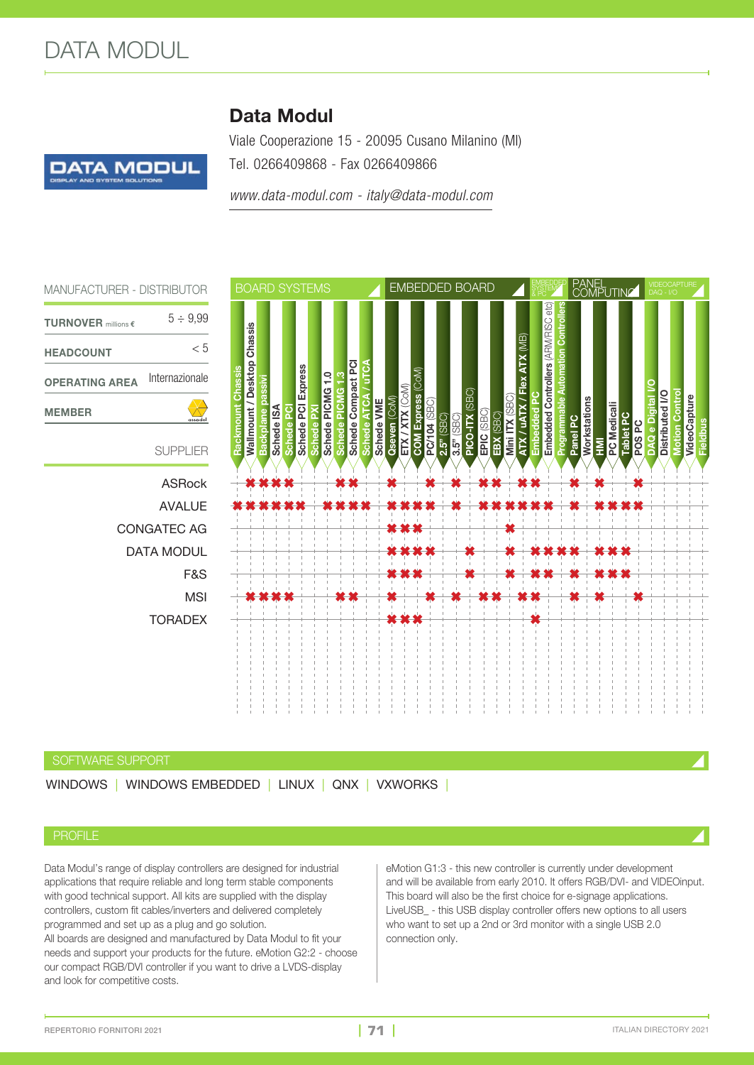# DATA MODUL

## Data Modul

Viale Cooperazione 15 - 20095 Cusano Milanino (MI)
Tel. 0266409868 - Fax 0266409866

*www.data-modul.com - italy@data-modul.com*

MANUFACTURER - DISTRIBUTOR

| | |
|---|---|
| **TURNOVER** millions € | 5 ÷ 9,99 |
| **HEADCOUNT** | < 5 |
| **OPERATING AREA** | Internazionale |
| **MEMBER** | assodel |

BOARD SYSTEMS | EMBEDDED BOARD | EMBEDDED SYSTEM & PC | PANEL COMPUTING | VIDEOCAPTURE DAQ - I/O

| SUPPLIER | Rackmount Chassis | Wallmount / Desktop Chassis | Backplane passivi | Schede ISA | Schede PCI | Schede PCI Express | Schede PXI | Schede PICMG 1.0 | Schede PICMG 1.3 | Schede Compact PCI | Schede ATCA / uTCA | Schede VME | Qseven (CoM) | ETX / XTX (CoM) | COM Express (CoM) | PC/104 (SBC) | 2.5" (SBC) | 3.5" (SBC) | PICO-ITX (SBC) | EPIC (SBC) | EBX (SBC) | Mini ITX (SBC) | ATX / uATX / Flex ATX (MB) | Embedded PC | Embedded Controllers (ARM/RISC etc) | Programmable Automation Controllers | Panel PC | Workstations | HMI | PC Medicali | Tablet PC | POS PC | DAQ e Digital I/O | Distributed I/O | Motion Control | VideoCapture | Fieldbus |
|---|---|---|---|---|---|---|---|---|---|---|---|---|---|---|---|---|---|---|---|---|---|---|---|---|---|---|---|---|---|---|---|---|---|---|---|---|---|
| ASRock | | X | X | X | X | | | | X | X | | | X | | | X | | X | | X | X | | X | X | | | X | | X | | | X | | | | | |
| AVALUE | X | X | X | X | X | X | | X | X | X | X | | X | X | X | X | | X | | X | X | X | X | X | X | | X | | X | X | X | X | | | | | |
| CONGATEC AG | | | | | | | | | | | | | X | X | X | | | | | | | X | | | | | | | | | | | | | | | |
| DATA MODUL | | | | | | | | | | | | | X | X | X | X | | | X | | | X | | X | X | X | X | | X | X | X | | | | | | |
| F&S | | | | | | | | | | | | | X | X | X | | | | X | | | X | | X | X | | X | | X | X | X | | | | | | |
| MSI | | X | X | X | X | | | | X | X | | | X | | | X | | X | | X | X | | X | X | | | X | | X | | | X | | | | | |
| TORADEX | | | | | | | | | | | | | X | X | X | | | | | | | | | X | | | | | | | | | | | | | |

## SOFTWARE SUPPORT

WINDOWS | WINDOWS EMBEDDED | LINUX | QNX | VXWORKS

## PROFILE

Data Modul's range of display controllers are designed for industrial applications that require reliable and long term stable components with good technical support. All kits are supplied with the display controllers, custom fit cables/inverters and delivered completely programmed and set up as a plug and go solution.
All boards are designed and manufactured by Data Modul to fit your needs and support your products for the future. eMotion G2:2 - choose our compact RGB/DVI controller if you want to drive a LVDS-display and look for competitive costs.

eMotion G1:3 - this new controller is currently under development and will be available from early 2010. It offers RGB/DVI- and VIDEOinput. This board will also be the first choice for e-signage applications.
LiveUSB_ - this USB display controller offers new options to all users who want to set up a 2nd or 3rd monitor with a single USB 2.0 connection only.